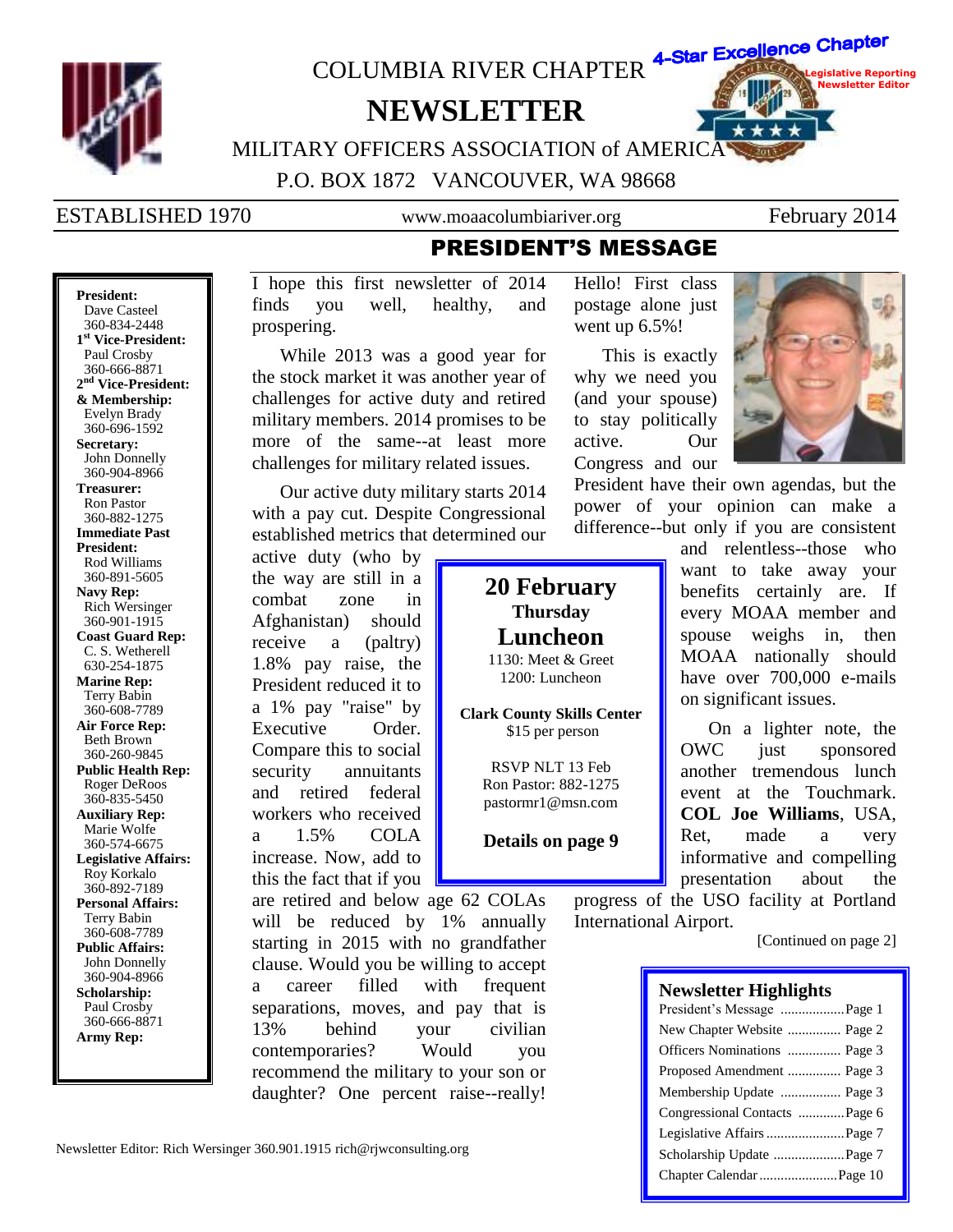# COLUMBIA RIVER CHAPTER NEWSLETTER

4-Star Excellence Chapter
Legislative Reporting
Newsletter Editor

MILITARY OFFICERS ASSOCIATION of AMERICA

P.O. BOX 1872 VANCOUVER, WA 98668

ESTABLISHED 1970 | www.moaacolumbiariver.org | February 2014

**President:**
Dave Casteel
360-834-2448

**1st Vice-President:**
Paul Crosby
360-666-8871

**2nd Vice-President: & Membership:**
Evelyn Brady
360-696-1592

**Secretary:**
John Donnelly
360-904-8966

**Treasurer:**
Ron Pastor
360-882-1275

**Immediate Past President:**
Rod Williams
360-891-5605

**Navy Rep:**
Rich Wersinger
360-901-1915

**Coast Guard Rep:**
C. S. Wetherell
630-254-1875

**Marine Rep:**
Terry Babin
360-608-7789

**Air Force Rep:**
Beth Brown
360-260-9845

**Public Health Rep:**
Roger DeRoos
360-835-5450

**Auxiliary Rep:**
Marie Wolfe
360-574-6675

**Legislative Affairs:**
Roy Korkalo
360-892-7189

**Personal Affairs:**
Terry Babin
360-608-7789

**Public Affairs:**
John Donnelly
360-904-8966

**Scholarship:**
Paul Crosby
360-666-8871

**Army Rep:**

## PRESIDENT'S MESSAGE

I hope this first newsletter of 2014 finds you well, healthy, and prospering.

While 2013 was a good year for the stock market it was another year of challenges for active duty and retired military members. 2014 promises to be more of the same--at least more challenges for military related issues.

Our active duty military starts 2014 with a pay cut. Despite Congressional established metrics that determined our active duty (who by the way are still in a combat zone in Afghanistan) should receive a (paltry) 1.8% pay raise, the President reduced it to a 1% pay "raise" by Executive Order. Compare this to social security annuitants and retired federal workers who received a 1.5% COLA increase. Now, add to this the fact that if you are retired and below age 62 COLAs will be reduced by 1% annually starting in 2015 with no grandfather clause. Would you be willing to accept a career filled with frequent separations, moves, and pay that is 13% behind your civilian contemporaries? Would you recommend the military to your son or daughter? One percent raise--really!

Hello! First class postage alone just went up 6.5%!

This is exactly why we need you (and your spouse) to stay politically active. Our Congress and our President have their own agendas, but the power of your opinion can make a difference--but only if you are consistent and relentless--those who want to take away your benefits certainly are. If every MOAA member and spouse weighs in, then MOAA nationally should have over 700,000 e-mails on significant issues.

On a lighter note, the OWC just sponsored another tremendous lunch event at the Touchmark. **COL Joe Williams**, USA, Ret, made a very informative and compelling presentation about the progress of the USO facility at Portland International Airport.

[Continued on page 2]

> **20 February**
> **Thursday**
> **Luncheon**
> 1130: Meet & Greet
> 1200: Luncheon
>
> **Clark County Skills Center**
> $15 per person
>
> RSVP NLT 13 Feb
> Ron Pastor: 882-1275
> pastormr1@msn.com
>
> **Details on page 9**

### Newsletter Highlights

| | |
|---|---|
| President's Message | Page 1 |
| New Chapter Website | Page 2 |
| Officers Nominations | Page 3 |
| Proposed Amendment | Page 3 |
| Membership Update | Page 3 |
| Congressional Contacts | Page 6 |
| Legislative Affairs | Page 7 |
| Scholarship Update | Page 7 |
| Chapter Calendar | Page 10 |

Newsletter Editor: Rich Wersinger 360.901.1915 rich@rjwconsulting.org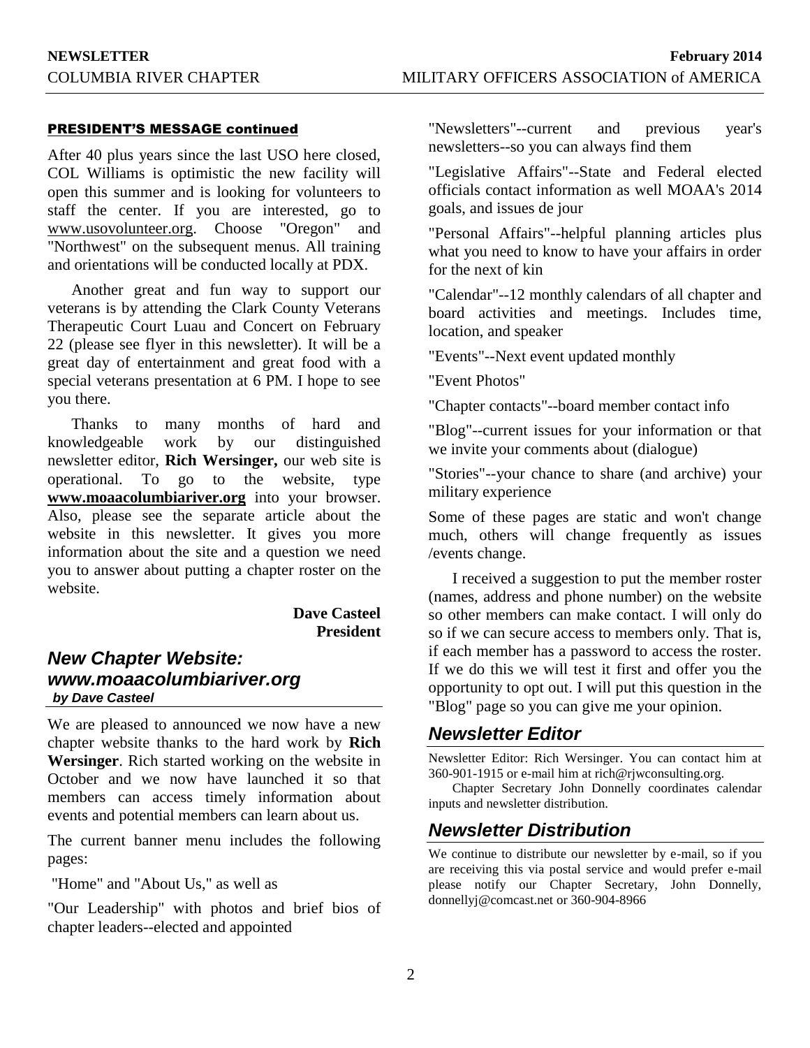## PRESIDENT'S MESSAGE continued

After 40 plus years since the last USO here closed, COL Williams is optimistic the new facility will open this summer and is looking for volunteers to staff the center. If you are interested, go to www.usovolunteer.org. Choose "Oregon" and "Northwest" on the subsequent menus. All training and orientations will be conducted locally at PDX.

Another great and fun way to support our veterans is by attending the Clark County Veterans Therapeutic Court Luau and Concert on February 22 (please see flyer in this newsletter). It will be a great day of entertainment and great food with a special veterans presentation at 6 PM. I hope to see you there.

Thanks to many months of hard and knowledgeable work by our distinguished newsletter editor, **Rich Wersinger,** our web site is operational. To go to the website, type **www.moaacolumbiariver.org** into your browser. Also, please see the separate article about the website in this newsletter. It gives you more information about the site and a question we need you to answer about putting a chapter roster on the website.

**Dave Casteel**
**President**

## *New Chapter Website: www.moaacolumbiariver.org*

***by Dave Casteel***

We are pleased to announced we now have a new chapter website thanks to the hard work by **Rich Wersinger**. Rich started working on the website in October and we now have launched it so that members can access timely information about events and potential members can learn about us.

The current banner menu includes the following pages:

"Home" and "About Us," as well as

"Our Leadership" with photos and brief bios of chapter leaders--elected and appointed

"Newsletters"--current and previous year's newsletters--so you can always find them

"Legislative Affairs"--State and Federal elected officials contact information as well MOAA's 2014 goals, and issues de jour

"Personal Affairs"--helpful planning articles plus what you need to know to have your affairs in order for the next of kin

"Calendar"--12 monthly calendars of all chapter and board activities and meetings. Includes time, location, and speaker

"Events"--Next event updated monthly

"Event Photos"

"Chapter contacts"--board member contact info

"Blog"--current issues for your information or that we invite your comments about (dialogue)

"Stories"--your chance to share (and archive) your military experience

Some of these pages are static and won't change much, others will change frequently as issues /events change.

I received a suggestion to put the member roster (names, address and phone number) on the website so other members can make contact. I will only do so if we can secure access to members only. That is, if each member has a password to access the roster. If we do this we will test it first and offer you the opportunity to opt out. I will put this question in the "Blog" page so you can give me your opinion.

## *Newsletter Editor*

Newsletter Editor: Rich Wersinger. You can contact him at 360-901-1915 or e-mail him at rich@rjwconsulting.org.

Chapter Secretary John Donnelly coordinates calendar inputs and newsletter distribution.

## *Newsletter Distribution*

We continue to distribute our newsletter by e-mail, so if you are receiving this via postal service and would prefer e-mail please notify our Chapter Secretary, John Donnelly, donnellyj@comcast.net or 360-904-8966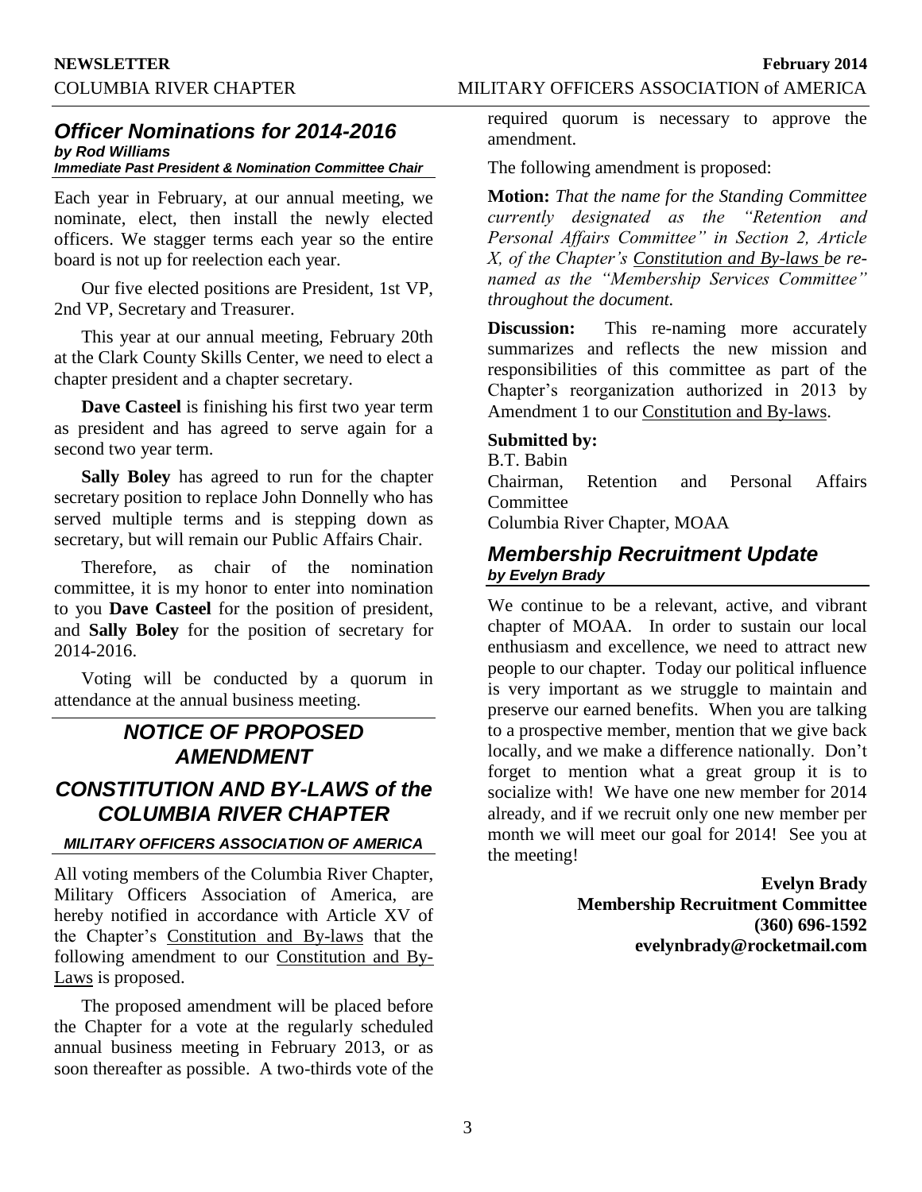## *Officer Nominations for 2014-2016*

***by Rod Williams***
***Immediate Past President & Nomination Committee Chair***

Each year in February, at our annual meeting, we nominate, elect, then install the newly elected officers. We stagger terms each year so the entire board is not up for reelection each year.

Our five elected positions are President, 1st VP, 2nd VP, Secretary and Treasurer.

This year at our annual meeting, February 20th at the Clark County Skills Center, we need to elect a chapter president and a chapter secretary.

**Dave Casteel** is finishing his first two year term as president and has agreed to serve again for a second two year term.

**Sally Boley** has agreed to run for the chapter secretary position to replace John Donnelly who has served multiple terms and is stepping down as secretary, but will remain our Public Affairs Chair.

Therefore, as chair of the nomination committee, it is my honor to enter into nomination to you **Dave Casteel** for the position of president, and **Sally Boley** for the position of secretary for 2014-2016.

Voting will be conducted by a quorum in attendance at the annual business meeting.

## *NOTICE OF PROPOSED AMENDMENT*

## *CONSTITUTION AND BY-LAWS of the COLUMBIA RIVER CHAPTER*

***MILITARY OFFICERS ASSOCIATION OF AMERICA***

All voting members of the Columbia River Chapter, Military Officers Association of America, are hereby notified in accordance with Article XV of the Chapter's Constitution and By-laws that the following amendment to our Constitution and By-Laws is proposed.

The proposed amendment will be placed before the Chapter for a vote at the regularly scheduled annual business meeting in February 2013, or as soon thereafter as possible. A two-thirds vote of the required quorum is necessary to approve the amendment.

The following amendment is proposed:

**Motion:** *That the name for the Standing Committee currently designated as the "Retention and Personal Affairs Committee" in Section 2, Article X, of the Chapter's Constitution and By-laws be re-named as the "Membership Services Committee" throughout the document.*

**Discussion:** This re-naming more accurately summarizes and reflects the new mission and responsibilities of this committee as part of the Chapter's reorganization authorized in 2013 by Amendment 1 to our Constitution and By-laws.

**Submitted by:**

B.T. Babin
Chairman, Retention and Personal Affairs Committee
Columbia River Chapter, MOAA

## *Membership Recruitment Update*

***by Evelyn Brady***

We continue to be a relevant, active, and vibrant chapter of MOAA. In order to sustain our local enthusiasm and excellence, we need to attract new people to our chapter. Today our political influence is very important as we struggle to maintain and preserve our earned benefits. When you are talking to a prospective member, mention that we give back locally, and we make a difference nationally. Don't forget to mention what a great group it is to socialize with! We have one new member for 2014 already, and if we recruit only one new member per month we will meet our goal for 2014! See you at the meeting!

**Evelyn Brady**
**Membership Recruitment Committee**
**(360) 696-1592**
**evelynbrady@rocketmail.com**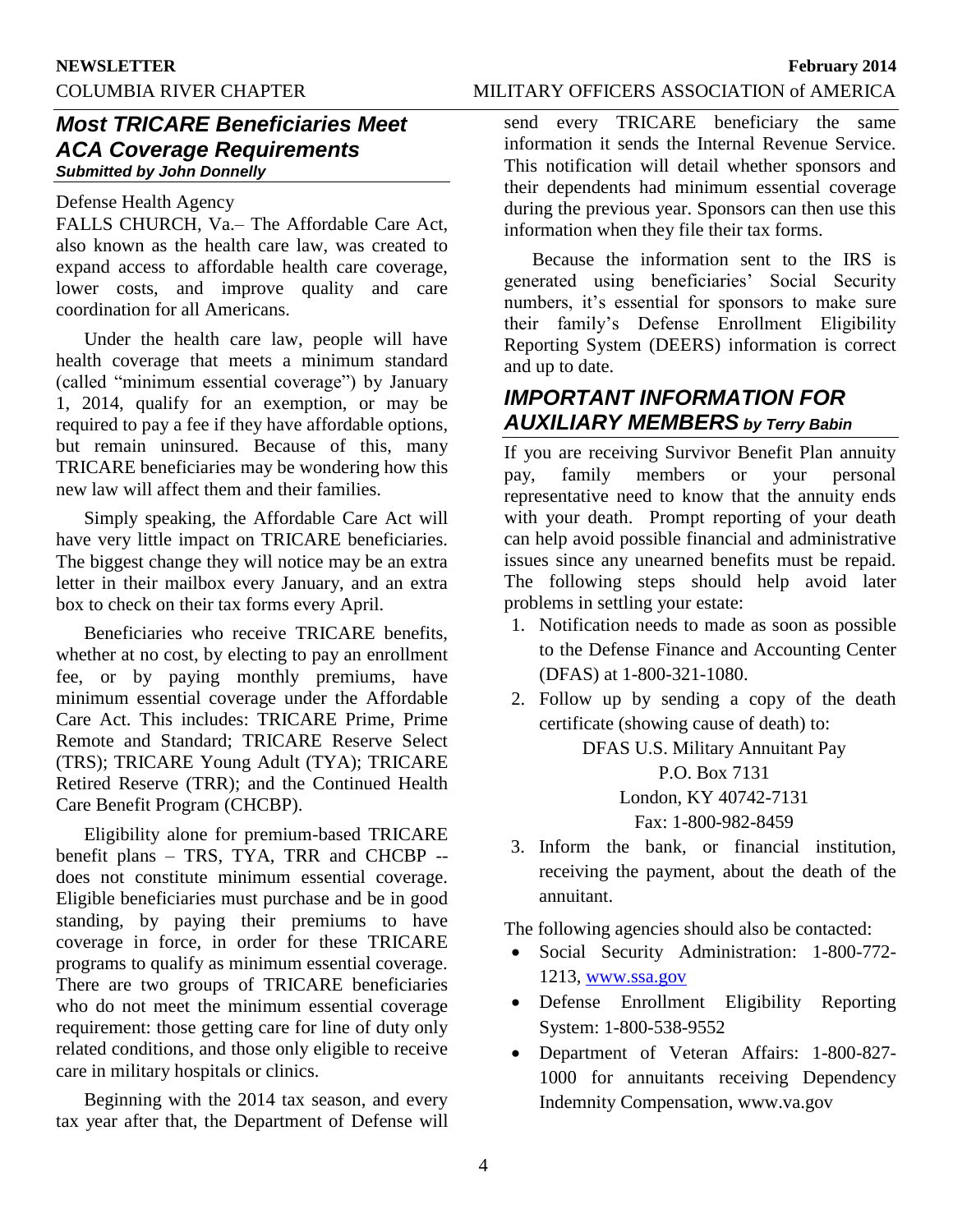## *Most TRICARE Beneficiaries Meet ACA Coverage Requirements*

***Submitted by John Donnelly***

Defense Health Agency

FALLS CHURCH, Va.– The Affordable Care Act, also known as the health care law, was created to expand access to affordable health care coverage, lower costs, and improve quality and care coordination for all Americans.

Under the health care law, people will have health coverage that meets a minimum standard (called "minimum essential coverage") by January 1, 2014, qualify for an exemption, or may be required to pay a fee if they have affordable options, but remain uninsured. Because of this, many TRICARE beneficiaries may be wondering how this new law will affect them and their families.

Simply speaking, the Affordable Care Act will have very little impact on TRICARE beneficiaries. The biggest change they will notice may be an extra letter in their mailbox every January, and an extra box to check on their tax forms every April.

Beneficiaries who receive TRICARE benefits, whether at no cost, by electing to pay an enrollment fee, or by paying monthly premiums, have minimum essential coverage under the Affordable Care Act. This includes: TRICARE Prime, Prime Remote and Standard; TRICARE Reserve Select (TRS); TRICARE Young Adult (TYA); TRICARE Retired Reserve (TRR); and the Continued Health Care Benefit Program (CHCBP).

Eligibility alone for premium-based TRICARE benefit plans – TRS, TYA, TRR and CHCBP -- does not constitute minimum essential coverage. Eligible beneficiaries must purchase and be in good standing, by paying their premiums to have coverage in force, in order for these TRICARE programs to qualify as minimum essential coverage. There are two groups of TRICARE beneficiaries who do not meet the minimum essential coverage requirement: those getting care for line of duty only related conditions, and those only eligible to receive care in military hospitals or clinics.

Beginning with the 2014 tax season, and every tax year after that, the Department of Defense will send every TRICARE beneficiary the same information it sends the Internal Revenue Service. This notification will detail whether sponsors and their dependents had minimum essential coverage during the previous year. Sponsors can then use this information when they file their tax forms.

Because the information sent to the IRS is generated using beneficiaries' Social Security numbers, it's essential for sponsors to make sure their family's Defense Enrollment Eligibility Reporting System (DEERS) information is correct and up to date.

## *IMPORTANT INFORMATION FOR AUXILIARY MEMBERS* ***by Terry Babin***

If you are receiving Survivor Benefit Plan annuity pay, family members or your personal representative need to know that the annuity ends with your death. Prompt reporting of your death can help avoid possible financial and administrative issues since any unearned benefits must be repaid. The following steps should help avoid later problems in settling your estate:

1. Notification needs to made as soon as possible to the Defense Finance and Accounting Center (DFAS) at 1-800-321-1080.
2. Follow up by sending a copy of the death certificate (showing cause of death) to:

   DFAS U.S. Military Annuitant Pay
   P.O. Box 7131
   London, KY 40742-7131
   Fax: 1-800-982-8459
3. Inform the bank, or financial institution, receiving the payment, about the death of the annuitant.

The following agencies should also be contacted:

- Social Security Administration: 1-800-772-1213, www.ssa.gov
- Defense Enrollment Eligibility Reporting System: 1-800-538-9552
- Department of Veteran Affairs: 1-800-827-1000 for annuitants receiving Dependency Indemnity Compensation, www.va.gov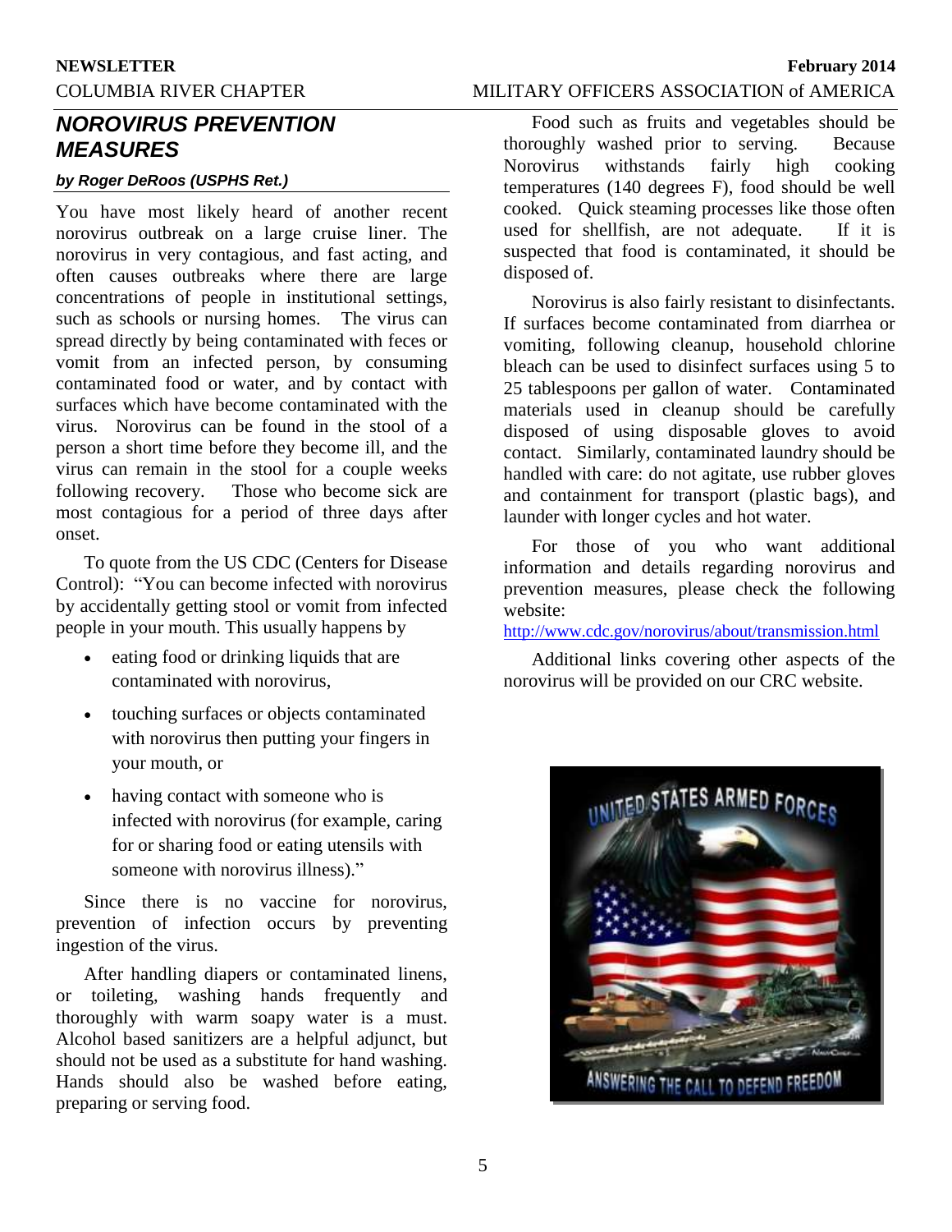## NOROVIRUS PREVENTION MEASURES

***by Roger DeRoos (USPHS Ret.)***

You have most likely heard of another recent norovirus outbreak on a large cruise liner. The norovirus in very contagious, and fast acting, and often causes outbreaks where there are large concentrations of people in institutional settings, such as schools or nursing homes. The virus can spread directly by being contaminated with feces or vomit from an infected person, by consuming contaminated food or water, and by contact with surfaces which have become contaminated with the virus. Norovirus can be found in the stool of a person a short time before they become ill, and the virus can remain in the stool for a couple weeks following recovery. Those who become sick are most contagious for a period of three days after onset.

To quote from the US CDC (Centers for Disease Control): "You can become infected with norovirus by accidentally getting stool or vomit from infected people in your mouth. This usually happens by

- eating food or drinking liquids that are contaminated with norovirus,
- touching surfaces or objects contaminated with norovirus then putting your fingers in your mouth, or
- having contact with someone who is infected with norovirus (for example, caring for or sharing food or eating utensils with someone with norovirus illness)."

Since there is no vaccine for norovirus, prevention of infection occurs by preventing ingestion of the virus.

After handling diapers or contaminated linens, or toileting, washing hands frequently and thoroughly with warm soapy water is a must. Alcohol based sanitizers are a helpful adjunct, but should not be used as a substitute for hand washing. Hands should also be washed before eating, preparing or serving food.

Food such as fruits and vegetables should be thoroughly washed prior to serving. Because Norovirus withstands fairly high cooking temperatures (140 degrees F), food should be well cooked. Quick steaming processes like those often used for shellfish, are not adequate. If it is suspected that food is contaminated, it should be disposed of.

Norovirus is also fairly resistant to disinfectants. If surfaces become contaminated from diarrhea or vomiting, following cleanup, household chlorine bleach can be used to disinfect surfaces using 5 to 25 tablespoons per gallon of water. Contaminated materials used in cleanup should be carefully disposed of using disposable gloves to avoid contact. Similarly, contaminated laundry should be handled with care: do not agitate, use rubber gloves and containment for transport (plastic bags), and launder with longer cycles and hot water.

For those of you who want additional information and details regarding norovirus and prevention measures, please check the following website:

http://www.cdc.gov/norovirus/about/transmission.html

Additional links covering other aspects of the norovirus will be provided on our CRC website.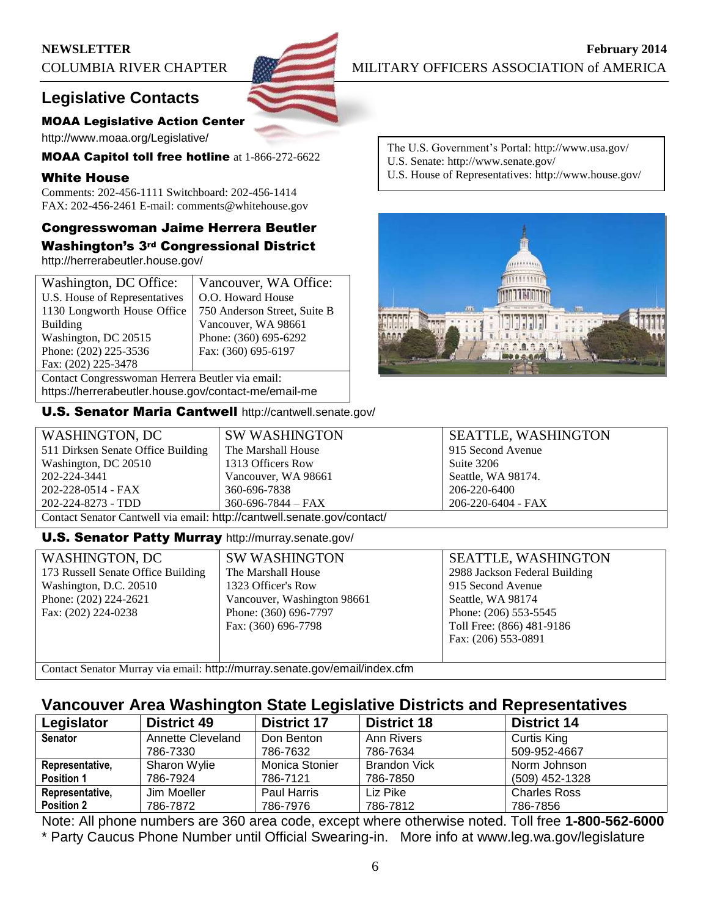## Legislative Contacts

### MOAA Legislative Action Center

http://www.moaa.org/Legislative/

**MOAA Capitol toll free hotline** at 1-866-272-6622

### White House

Comments: 202-456-1111 Switchboard: 202-456-1414
FAX: 202-456-2461 E-mail: comments@whitehouse.gov

The U.S. Government's Portal: http://www.usa.gov/
U.S. Senate: http://www.senate.gov/
U.S. House of Representatives: http://www.house.gov/

### Congresswoman Jaime Herrera Beutler
### Washington's 3rd Congressional District

http://herrerabeutler.house.gov/

| Washington, DC Office: | Vancouver, WA Office: |
|---|---|
| U.S. House of Representatives<br>1130 Longworth House Office Building<br>Washington, DC 20515<br>Phone: (202) 225-3536<br>Fax: (202) 225-3478 | O.O. Howard House<br>750 Anderson Street, Suite B<br>Vancouver, WA 98661<br>Phone: (360) 695-6292<br>Fax: (360) 695-6197 |
| Contact Congresswoman Herrera Beutler via email: https://herrerabeutler.house.gov/contact-me/email-me | |

### U.S. Senator Maria Cantwell http://cantwell.senate.gov/

| WASHINGTON, DC | SW WASHINGTON | SEATTLE, WASHINGTON |
|---|---|---|
| 511 Dirksen Senate Office Building<br>Washington, DC 20510<br>202-224-3441<br>202-228-0514 - FAX<br>202-224-8273 - TDD | The Marshall House<br>1313 Officers Row<br>Vancouver, WA 98661<br>360-696-7838<br>360-696-7844 – FAX | 915 Second Avenue<br>Suite 3206<br>Seattle, WA 98174.<br>206-220-6400<br>206-220-6404 - FAX |
| Contact Senator Cantwell via email: http://cantwell.senate.gov/contact/ | | |

### U.S. Senator Patty Murray http://murray.senate.gov/

| WASHINGTON, DC | SW WASHINGTON | SEATTLE, WASHINGTON |
|---|---|---|
| 173 Russell Senate Office Building<br>Washington, D.C. 20510<br>Phone: (202) 224-2621<br>Fax: (202) 224-0238 | The Marshall House<br>1323 Officer's Row<br>Vancouver, Washington 98661<br>Phone: (360) 696-7797<br>Fax: (360) 696-7798 | 2988 Jackson Federal Building<br>915 Second Avenue<br>Seattle, WA 98174<br>Phone: (206) 553-5545<br>Toll Free: (866) 481-9186<br>Fax: (206) 553-0891 |
| Contact Senator Murray via email: http://murray.senate.gov/email/index.cfm | | |

## Vancouver Area Washington State Legislative Districts and Representatives

| Legislator | District 49 | District 17 | District 18 | District 14 |
|---|---|---|---|---|
| **Senator** | Annette Cleveland<br>786-7330 | Don Benton<br>786-7632 | Ann Rivers<br>786-7634 | Curtis King<br>509-952-4667 |
| **Representative, Position 1** | Sharon Wylie<br>786-7924 | Monica Stonier<br>786-7121 | Brandon Vick<br>786-7850 | Norm Johnson<br>(509) 452-1328 |
| **Representative, Position 2** | Jim Moeller<br>786-7872 | Paul Harris<br>786-7976 | Liz Pike<br>786-7812 | Charles Ross<br>786-7856 |

Note: All phone numbers are 360 area code, except where otherwise noted. Toll free **1-800-562-6000**
* Party Caucus Phone Number until Official Swearing-in. More info at www.leg.wa.gov/legislature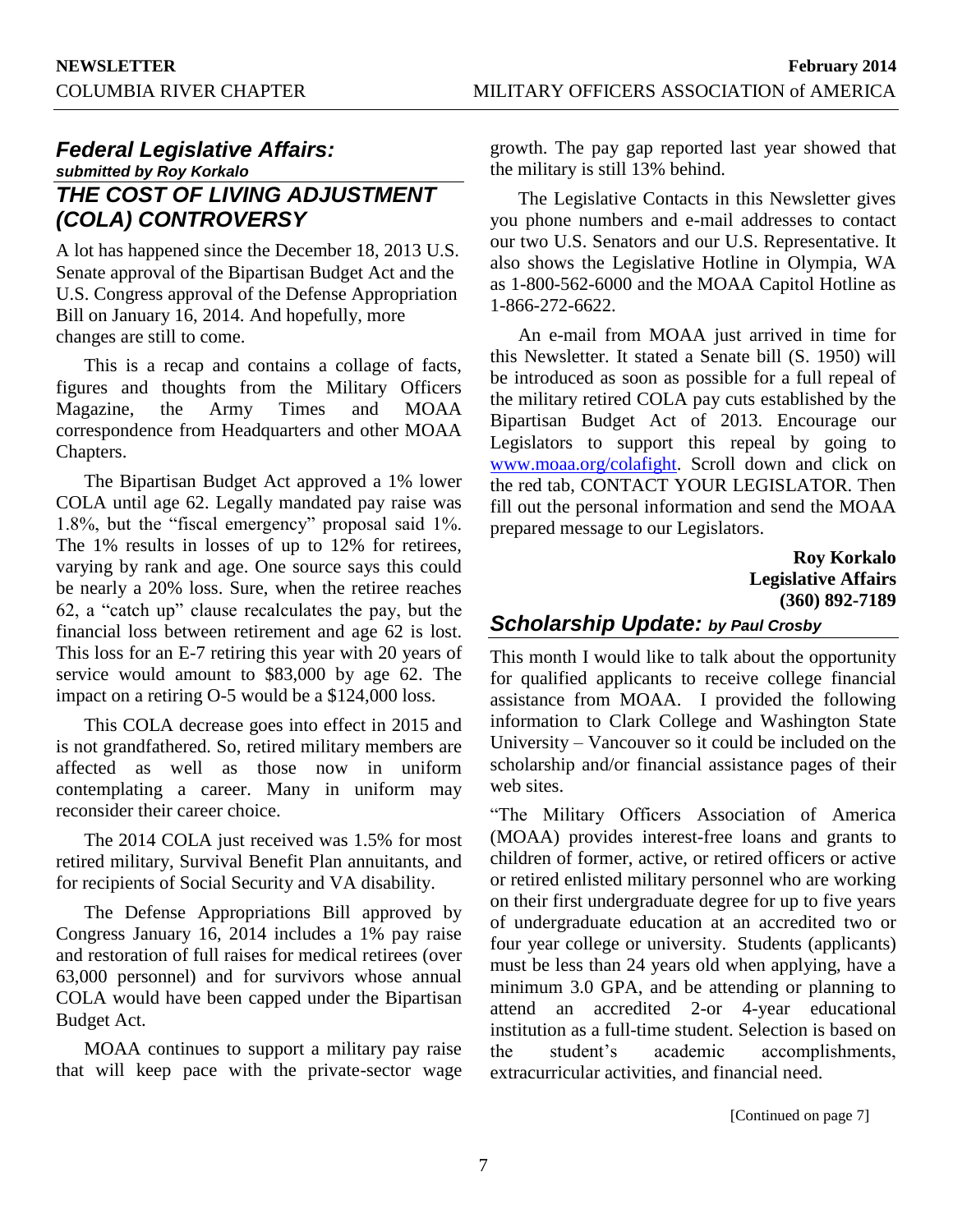## *Federal Legislative Affairs:*

***submitted by Roy Korkalo***

## *THE COST OF LIVING ADJUSTMENT (COLA) CONTROVERSY*

A lot has happened since the December 18, 2013 U.S. Senate approval of the Bipartisan Budget Act and the U.S. Congress approval of the Defense Appropriation Bill on January 16, 2014. And hopefully, more changes are still to come.

This is a recap and contains a collage of facts, figures and thoughts from the Military Officers Magazine, the Army Times and MOAA correspondence from Headquarters and other MOAA Chapters.

The Bipartisan Budget Act approved a 1% lower COLA until age 62. Legally mandated pay raise was 1.8%, but the "fiscal emergency" proposal said 1%. The 1% results in losses of up to 12% for retirees, varying by rank and age. One source says this could be nearly a 20% loss. Sure, when the retiree reaches 62, a "catch up" clause recalculates the pay, but the financial loss between retirement and age 62 is lost. This loss for an E-7 retiring this year with 20 years of service would amount to $83,000 by age 62. The impact on a retiring O-5 would be a $124,000 loss.

This COLA decrease goes into effect in 2015 and is not grandfathered. So, retired military members are affected as well as those now in uniform contemplating a career. Many in uniform may reconsider their career choice.

The 2014 COLA just received was 1.5% for most retired military, Survival Benefit Plan annuitants, and for recipients of Social Security and VA disability.

The Defense Appropriations Bill approved by Congress January 16, 2014 includes a 1% pay raise and restoration of full raises for medical retirees (over 63,000 personnel) and for survivors whose annual COLA would have been capped under the Bipartisan Budget Act.

MOAA continues to support a military pay raise that will keep pace with the private-sector wage growth. The pay gap reported last year showed that the military is still 13% behind.

The Legislative Contacts in this Newsletter gives you phone numbers and e-mail addresses to contact our two U.S. Senators and our U.S. Representative. It also shows the Legislative Hotline in Olympia, WA as 1-800-562-6000 and the MOAA Capitol Hotline as 1-866-272-6622.

An e-mail from MOAA just arrived in time for this Newsletter. It stated a Senate bill (S. 1950) will be introduced as soon as possible for a full repeal of the military retired COLA pay cuts established by the Bipartisan Budget Act of 2013. Encourage our Legislators to support this repeal by going to www.moaa.org/colafight. Scroll down and click on the red tab, CONTACT YOUR LEGISLATOR. Then fill out the personal information and send the MOAA prepared message to our Legislators.

**Roy Korkalo**
**Legislative Affairs**
**(360) 892-7189**

## *Scholarship Update:* ***by Paul Crosby***

This month I would like to talk about the opportunity for qualified applicants to receive college financial assistance from MOAA. I provided the following information to Clark College and Washington State University – Vancouver so it could be included on the scholarship and/or financial assistance pages of their web sites.

"The Military Officers Association of America (MOAA) provides interest-free loans and grants to children of former, active, or retired officers or active or retired enlisted military personnel who are working on their first undergraduate degree for up to five years of undergraduate education at an accredited two or four year college or university. Students (applicants) must be less than 24 years old when applying, have a minimum 3.0 GPA, and be attending or planning to attend an accredited 2-or 4-year educational institution as a full-time student. Selection is based on the student's academic accomplishments, extracurricular activities, and financial need.

[Continued on page 7]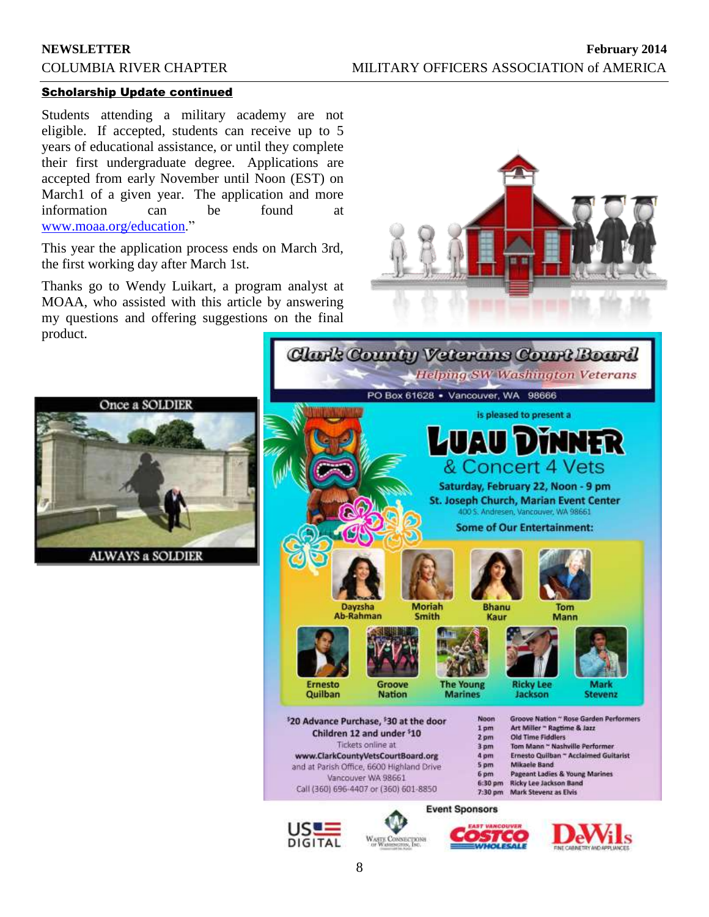## Scholarship Update continued

Students attending a military academy are not eligible. If accepted, students can receive up to 5 years of educational assistance, or until they complete their first undergraduate degree. Applications are accepted from early November until Noon (EST) on March1 of a given year. The application and more information can be found at www.moaa.org/education."

This year the application process ends on March 3rd, the first working day after March 1st.

Thanks go to Wendy Luikart, a program analyst at MOAA, who assisted with this article by answering my questions and offering suggestions on the final product.

Once a SOLDIER

ALWAYS a SOLDIER

## Clark County Veterans Court Board

*Helping SW Washington Veterans*

PO Box 61628 • Vancouver, WA 98666

is pleased to present a

# LUAU DINNER

## & Concert 4 Vets

**Saturday, February 22, Noon - 9 pm**

**St. Joseph Church, Marian Event Center**

400 S. Andresen, Vancouver, WA 98661

**Some of Our Entertainment:**

Dayzsha Ab-Rahman, Moriah Smith, Bhanu Kaur, Tom Mann, Ernesto Quilban, Groove Nation, The Young Marines, Ricky Lee Jackson, Mark Stevenz

**$20 Advance Purchase, $30 at the door**

**Children 12 and under $10**

Tickets online at

**www.ClarkCountyVetsCourtBoard.org**

and at Parish Office, 6600 Highland Drive

Vancouver WA 98661

Call (360) 696-4407 or (360) 601-8850

| Time | Performer |
|---|---|
| Noon | Groove Nation ~ Rose Garden Performers |
| 1 pm | Art Miller ~ Ragtime & Jazz |
| 2 pm | Old Time Fiddlers |
| 3 pm | Tom Mann ~ Nashville Performer |
| 4 pm | Ernesto Quilban ~ Acclaimed Guitarist |
| 5 pm | Mikaele Band |
| 6 pm | Pageant Ladies & Young Marines |
| 6:30 pm | Ricky Lee Jackson Band |
| 7:30 pm | Mark Stevenz as Elvis |

**Event Sponsors**

US Digital · Waste Connections of Washington, Inc. · East Vancouver Costco Wholesale · DeWils Fine Cabinetry and Appliances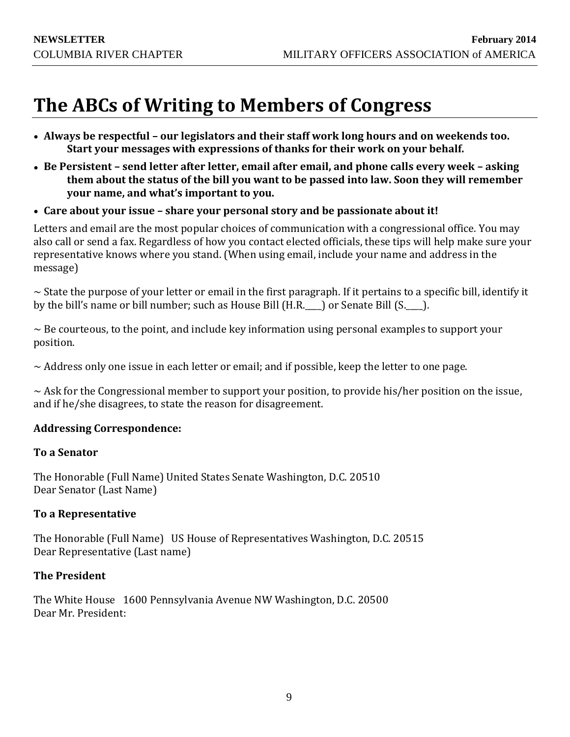# The ABCs of Writing to Members of Congress

- **Always be respectful – our legislators and their staff work long hours and on weekends too. Start your messages with expressions of thanks for their work on your behalf.**
- **Be Persistent – send letter after letter, email after email, and phone calls every week – asking them about the status of the bill you want to be passed into law. Soon they will remember your name, and what's important to you.**
- **Care about your issue – share your personal story and be passionate about it!**

Letters and email are the most popular choices of communication with a congressional office. You may also call or send a fax. Regardless of how you contact elected officials, these tips will help make sure your representative knows where you stand. (When using email, include your name and address in the message)

~ State the purpose of your letter or email in the first paragraph. If it pertains to a specific bill, identify it by the bill's name or bill number; such as House Bill (H.R.____) or Senate Bill (S.____).

~ Be courteous, to the point, and include key information using personal examples to support your position.

~ Address only one issue in each letter or email; and if possible, keep the letter to one page.

~ Ask for the Congressional member to support your position, to provide his/her position on the issue, and if he/she disagrees, to state the reason for disagreement.

**Addressing Correspondence:**

**To a Senator**

The Honorable (Full Name) United States Senate Washington, D.C. 20510
Dear Senator (Last Name)

**To a Representative**

The Honorable (Full Name) US House of Representatives Washington, D.C. 20515
Dear Representative (Last name)

**The President**

The White House 1600 Pennsylvania Avenue NW Washington, D.C. 20500
Dear Mr. President: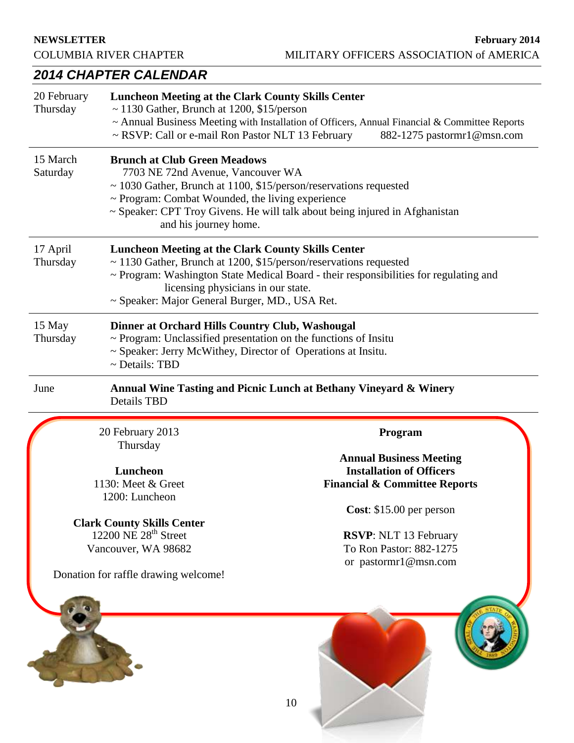## 2014 CHAPTER CALENDAR

| | |
|---|---|
| 20 February<br>Thursday | **Luncheon Meeting at the Clark County Skills Center**<br>~ 1130 Gather, Brunch at 1200, $15/person<br>~ Annual Business Meeting with Installation of Officers, Annual Financial & Committee Reports<br>~ RSVP: Call or e-mail Ron Pastor NLT 13 February 882-1275 pastormr1@msn.com |
| 15 March<br>Saturday | **Brunch at Club Green Meadows**<br>7703 NE 72nd Avenue, Vancouver WA<br>~ 1030 Gather, Brunch at 1100, $15/person/reservations requested<br>~ Program: Combat Wounded, the living experience<br>~ Speaker: CPT Troy Givens. He will talk about being injured in Afghanistan and his journey home. |
| 17 April<br>Thursday | **Luncheon Meeting at the Clark County Skills Center**<br>~ 1130 Gather, Brunch at 1200, $15/person/reservations requested<br>~ Program: Washington State Medical Board - their responsibilities for regulating and licensing physicians in our state.<br>~ Speaker: Major General Burger, MD., USA Ret. |
| 15 May<br>Thursday | **Dinner at Orchard Hills Country Club, Washougal**<br>~ Program: Unclassified presentation on the functions of Insitu<br>~ Speaker: Jerry McWithey, Director of Operations at Insitu.<br>~ Details: TBD |
| June | **Annual Wine Tasting and Picnic Lunch at Bethany Vineyard & Winery**<br>Details TBD |

20 February 2013
Thursday

**Luncheon**
1130: Meet & Greet
1200: Luncheon

**Clark County Skills Center**
12200 NE 28th Street
Vancouver, WA 98682

Donation for raffle drawing welcome!

**Program**

**Annual Business Meeting**
**Installation of Officers**
**Financial & Committee Reports**

**Cost**: $15.00 per person

**RSVP**: NLT 13 February
To Ron Pastor: 882-1275
or pastormr1@msn.com